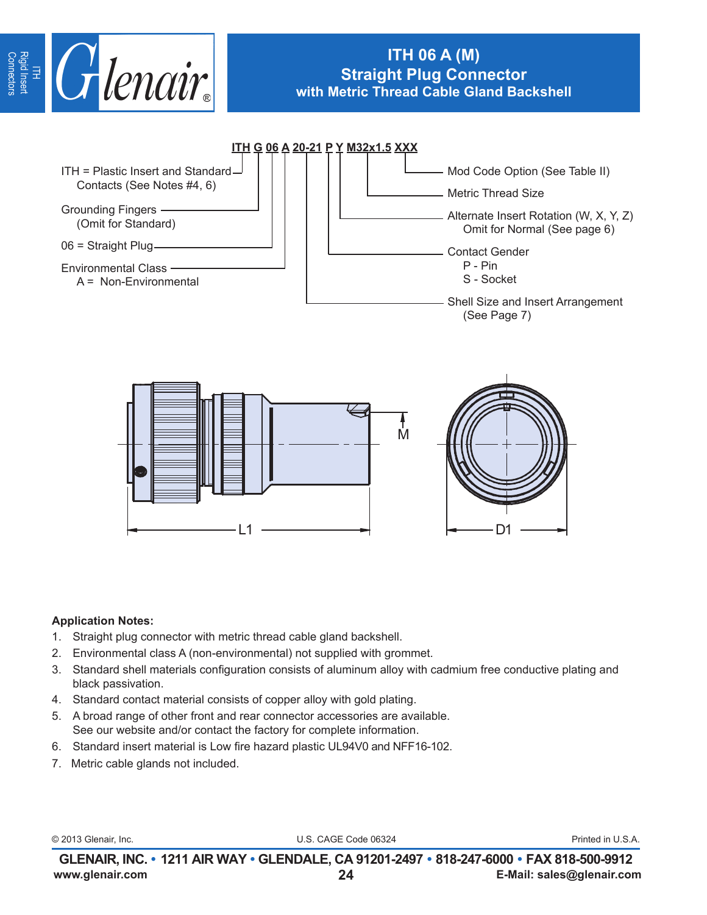# ITH 06 A (M)
## Straight Plug Connector
### with Metric Thread Cable Gland Backshell

**ITH G 06 A 20-21 P Y M32x1.5 XXX**

- ITH = Plastic Insert and Standard Contacts (See Notes #4, 6)
- Grounding Fingers (Omit for Standard)
- 06 = Straight Plug
- Environmental Class
  - A = Non-Environmental
- Shell Size and Insert Arrangement (See Page 7)
- Contact Gender
  - P - Pin
  - S - Socket
- Alternate Insert Rotation (W, X, Y, Z) Omit for Normal (See page 6)
- Metric Thread Size
- Mod Code Option (See Table II)

M

L1

D1

**Application Notes:**

1. Straight plug connector with metric thread cable gland backshell.
2. Environmental class A (non-environmental) not supplied with grommet.
3. Standard shell materials configuration consists of aluminum alloy with cadmium free conductive plating and black passivation.
4. Standard contact material consists of copper alloy with gold plating.
5. A broad range of other front and rear connector accessories are available. See our website and/or contact the factory for complete information.
6. Standard insert material is Low fire hazard plastic UL94V0 and NFF16-102.
7. Metric cable glands not included.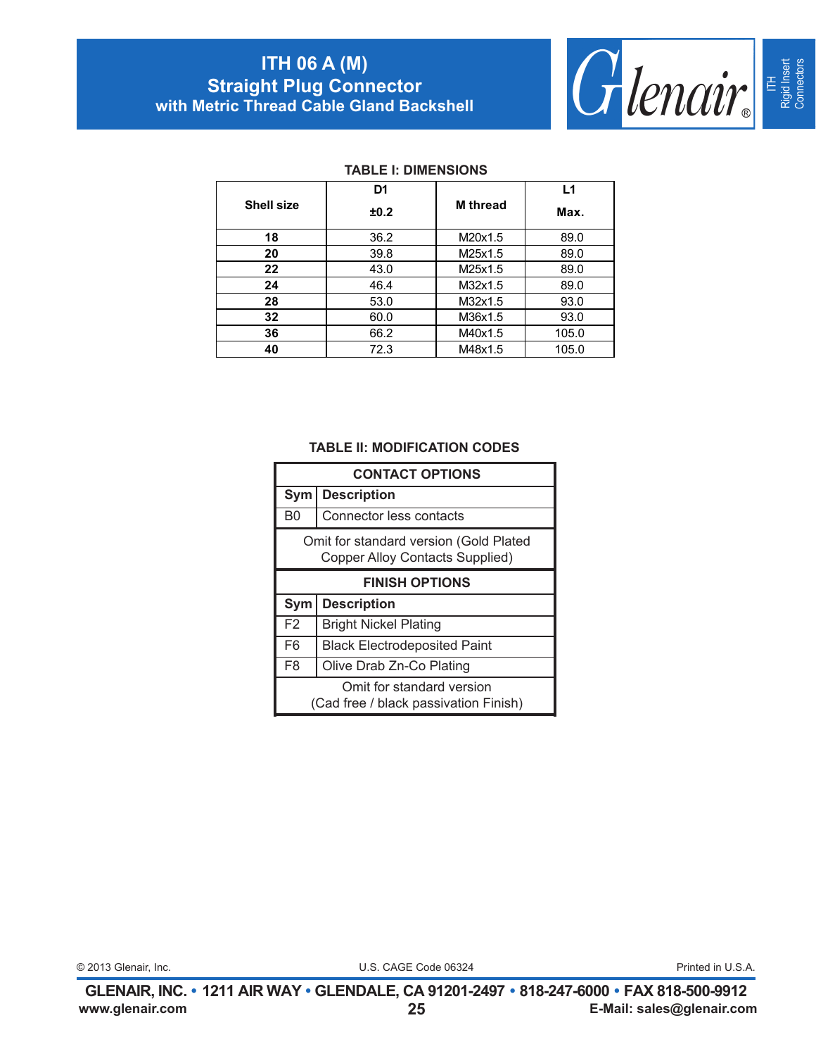# ITH 06 A (M)
## Straight Plug Connector
### with Metric Thread Cable Gland Backshell

**TABLE I: DIMENSIONS**

| Shell size | D1<br>±0.2 | M thread | L1<br>Max. |
|---|---|---|---|
| **18** | 36.2 | M20x1.5 | 89.0 |
| **20** | 39.8 | M25x1.5 | 89.0 |
| **22** | 43.0 | M25x1.5 | 89.0 |
| **24** | 46.4 | M32x1.5 | 89.0 |
| **28** | 53.0 | M32x1.5 | 93.0 |
| **32** | 60.0 | M36x1.5 | 93.0 |
| **36** | 66.2 | M40x1.5 | 105.0 |
| **40** | 72.3 | M48x1.5 | 105.0 |

**TABLE II: MODIFICATION CODES**

| CONTACT OPTIONS | |
|---|---|
| **Sym** | **Description** |
| B0 | Connector less contacts |
| Omit for standard version (Gold Plated Copper Alloy Contacts Supplied) | |

| FINISH OPTIONS | |
|---|---|
| **Sym** | **Description** |
| F2 | Bright Nickel Plating |
| F6 | Black Electrodeposited Paint |
| F8 | Olive Drab Zn-Co Plating |
| Omit for standard version (Cad free / black passivation Finish) | |

© 2013 Glenair, Inc. U.S. CAGE Code 06324 Printed in U.S.A.

**GLENAIR, INC. • 1211 AIR WAY • GLENDALE, CA 91201-2497 • 818-247-6000 • FAX 818-500-9912**

**www.glenair.com** **E-Mail: sales@glenair.com**